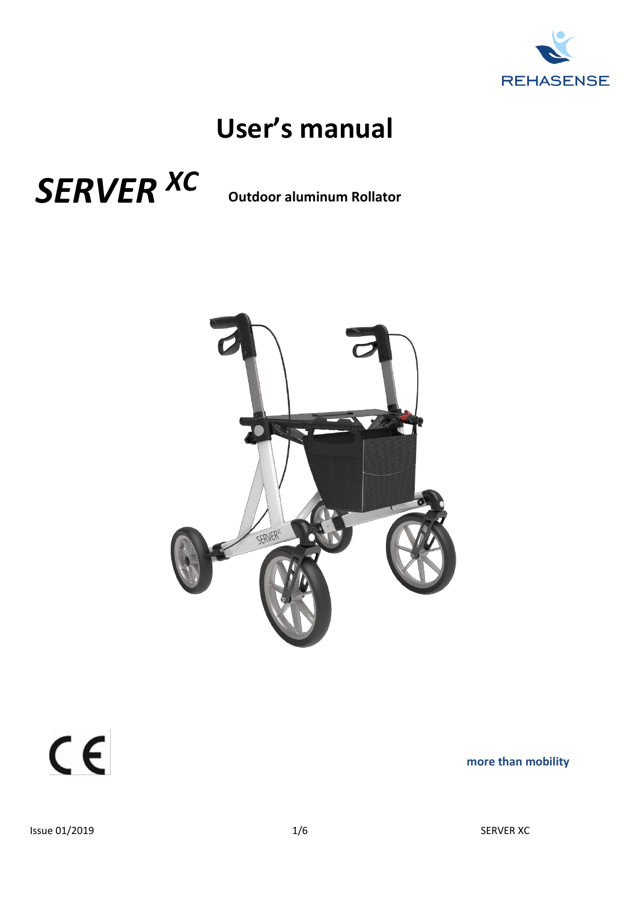REHASENSE

# User's manual

***SERVER XC*** **Outdoor aluminum Rollator**

CE

**more than mobility**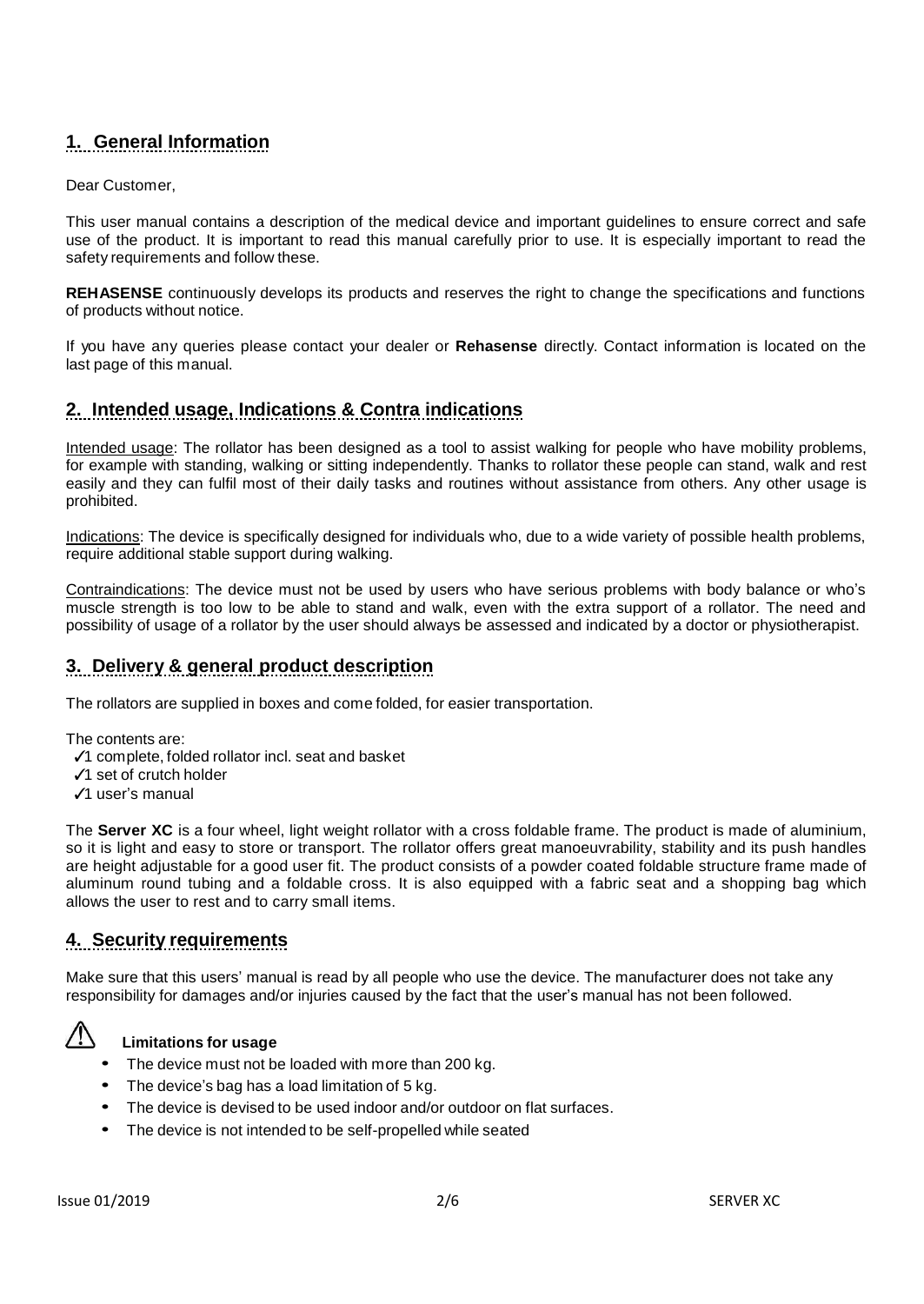## 1. General Information

Dear Customer,

This user manual contains a description of the medical device and important guidelines to ensure correct and safe use of the product. It is important to read this manual carefully prior to use. It is especially important to read the safety requirements and follow these.

**REHASENSE** continuously develops its products and reserves the right to change the specifications and functions of products without notice.

If you have any queries please contact your dealer or **Rehasense** directly. Contact information is located on the last page of this manual.

## 2. Intended usage, Indications & Contra indications

Intended usage: The rollator has been designed as a tool to assist walking for people who have mobility problems, for example with standing, walking or sitting independently. Thanks to rollator these people can stand, walk and rest easily and they can fulfil most of their daily tasks and routines without assistance from others. Any other usage is prohibited.

Indications: The device is specifically designed for individuals who, due to a wide variety of possible health problems, require additional stable support during walking.

Contraindications: The device must not be used by users who have serious problems with body balance or who's muscle strength is too low to be able to stand and walk, even with the extra support of a rollator. The need and possibility of usage of a rollator by the user should always be assessed and indicated by a doctor or physiotherapist.

## 3. Delivery & general product description

The rollators are supplied in boxes and come folded, for easier transportation.

The contents are:

- ✓1 complete, folded rollator incl. seat and basket
- ✓1 set of crutch holder
- ✓1 user's manual

The **Server XC** is a four wheel, light weight rollator with a cross foldable frame. The product is made of aluminium, so it is light and easy to store or transport. The rollator offers great manoeuvrability, stability and its push handles are height adjustable for a good user fit. The product consists of a powder coated foldable structure frame made of aluminum round tubing and a foldable cross. It is also equipped with a fabric seat and a shopping bag which allows the user to rest and to carry small items.

## 4. Security requirements

Make sure that this users' manual is read by all people who use the device. The manufacturer does not take any responsibility for damages and/or injuries caused by the fact that the user's manual has not been followed.

⚠ **Limitations for usage**

- The device must not be loaded with more than 200 kg.
- The device's bag has a load limitation of 5 kg.
- The device is devised to be used indoor and/or outdoor on flat surfaces.
- The device is not intended to be self-propelled while seated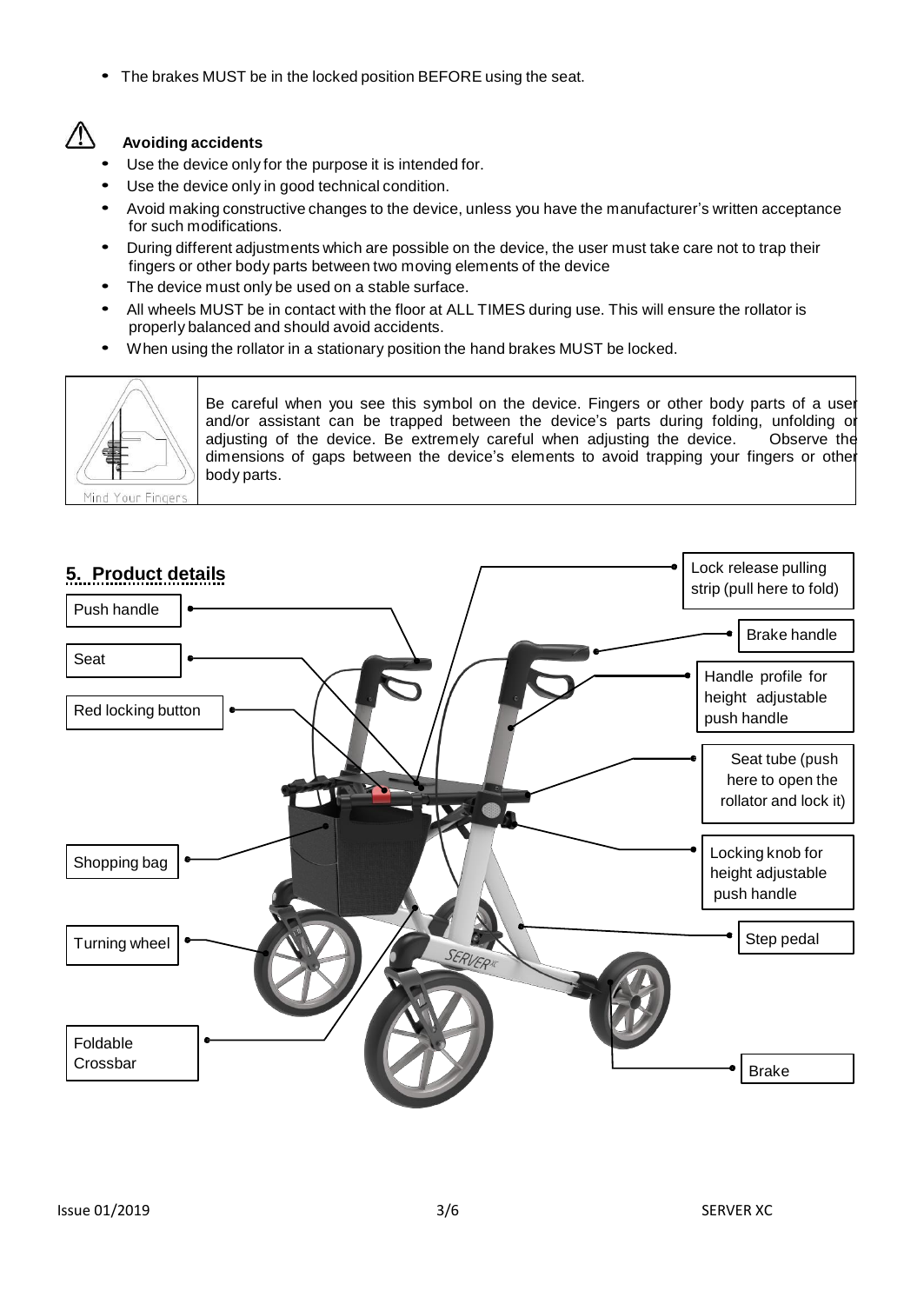- The brakes MUST be in the locked position BEFORE using the seat.

**Avoiding accidents**

- Use the device only for the purpose it is intended for.
- Use the device only in good technical condition.
- Avoid making constructive changes to the device, unless you have the manufacturer's written acceptance for such modifications.
- During different adjustments which are possible on the device, the user must take care not to trap their fingers or other body parts between two moving elements of the device
- The device must only be used on a stable surface.
- All wheels MUST be in contact with the floor at ALL TIMES during use. This will ensure the rollator is properly balanced and should avoid accidents.
- When using the rollator in a stationary position the hand brakes MUST be locked.

| Mind Your Fingers | Be careful when you see this symbol on the device. Fingers or other body parts of a user and/or assistant can be trapped between the device's parts during folding, unfolding or adjusting of the device. Be extremely careful when adjusting the device. Observe the dimensions of gaps between the device's elements to avoid trapping your fingers or other body parts. |
|---|---|

## 5. Product details

- Push handle
- Seat
- Red locking button
- Shopping bag
- Turning wheel
- Foldable Crossbar
- Lock release pulling strip (pull here to fold)
- Brake handle
- Handle profile for height adjustable push handle
- Seat tube (push here to open the rollator and lock it)
- Locking knob for height adjustable push handle
- Step pedal
- Brake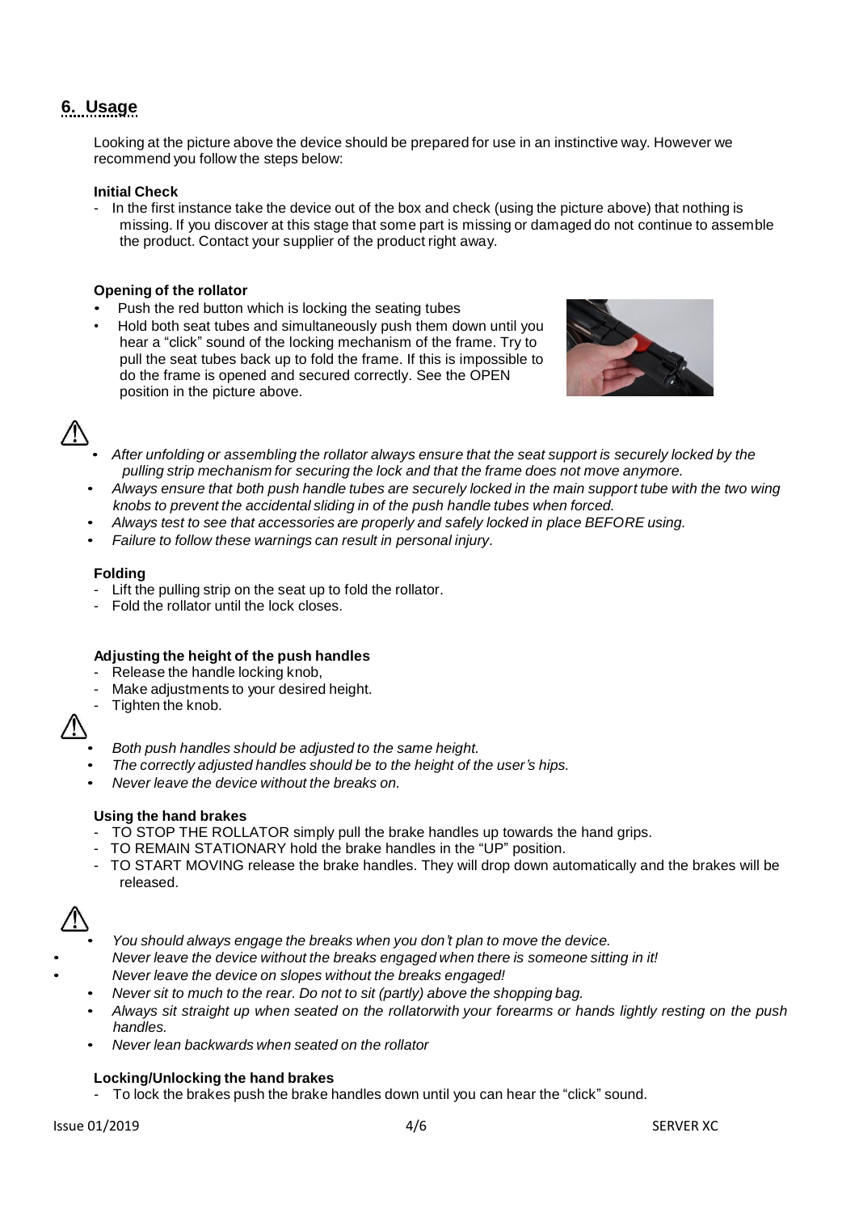## 6. Usage

Looking at the picture above the device should be prepared for use in an instinctive way. However we recommend you follow the steps below:

**Initial Check**

- In the first instance take the device out of the box and check (using the picture above) that nothing is missing. If you discover at this stage that some part is missing or damaged do not continue to assemble the product. Contact your supplier of the product right away.

**Opening of the rollator**

- Push the red button which is locking the seating tubes
- Hold both seat tubes and simultaneously push them down until you hear a "click" sound of the locking mechanism of the frame. Try to pull the seat tubes back up to fold the frame. If this is impossible to do the frame is opened and secured correctly. See the OPEN position in the picture above.

⚠

- *After unfolding or assembling the rollator always ensure that the seat support is securely locked by the pulling strip mechanism for securing the lock and that the frame does not move anymore.*
- *Always ensure that both push handle tubes are securely locked in the main support tube with the two wing knobs to prevent the accidental sliding in of the push handle tubes when forced.*
- *Always test to see that accessories are properly and safely locked in place BEFORE using.*
- *Failure to follow these warnings can result in personal injury.*

**Folding**

- Lift the pulling strip on the seat up to fold the rollator.
- Fold the rollator until the lock closes.

**Adjusting the height of the push handles**

- Release the handle locking knob,
- Make adjustments to your desired height.
- Tighten the knob.

⚠

- *Both push handles should be adjusted to the same height.*
- *The correctly adjusted handles should be to the height of the user's hips.*
- *Never leave the device without the breaks on.*

**Using the hand brakes**

- TO STOP THE ROLLATOR simply pull the brake handles up towards the hand grips.
- TO REMAIN STATIONARY hold the brake handles in the "UP" position.
- TO START MOVING release the brake handles. They will drop down automatically and the brakes will be released.

⚠

- *You should always engage the breaks when you don't plan to move the device.*
- *Never leave the device without the breaks engaged when there is someone sitting in it!*
- *Never leave the device on slopes without the breaks engaged!*
- *Never sit to much to the rear. Do not to sit (partly) above the shopping bag.*
- *Always sit straight up when seated on the rollatorwith your forearms or hands lightly resting on the push handles.*
- *Never lean backwards when seated on the rollator*

**Locking/Unlocking the hand brakes**

- To lock the brakes push the brake handles down until you can hear the "click" sound.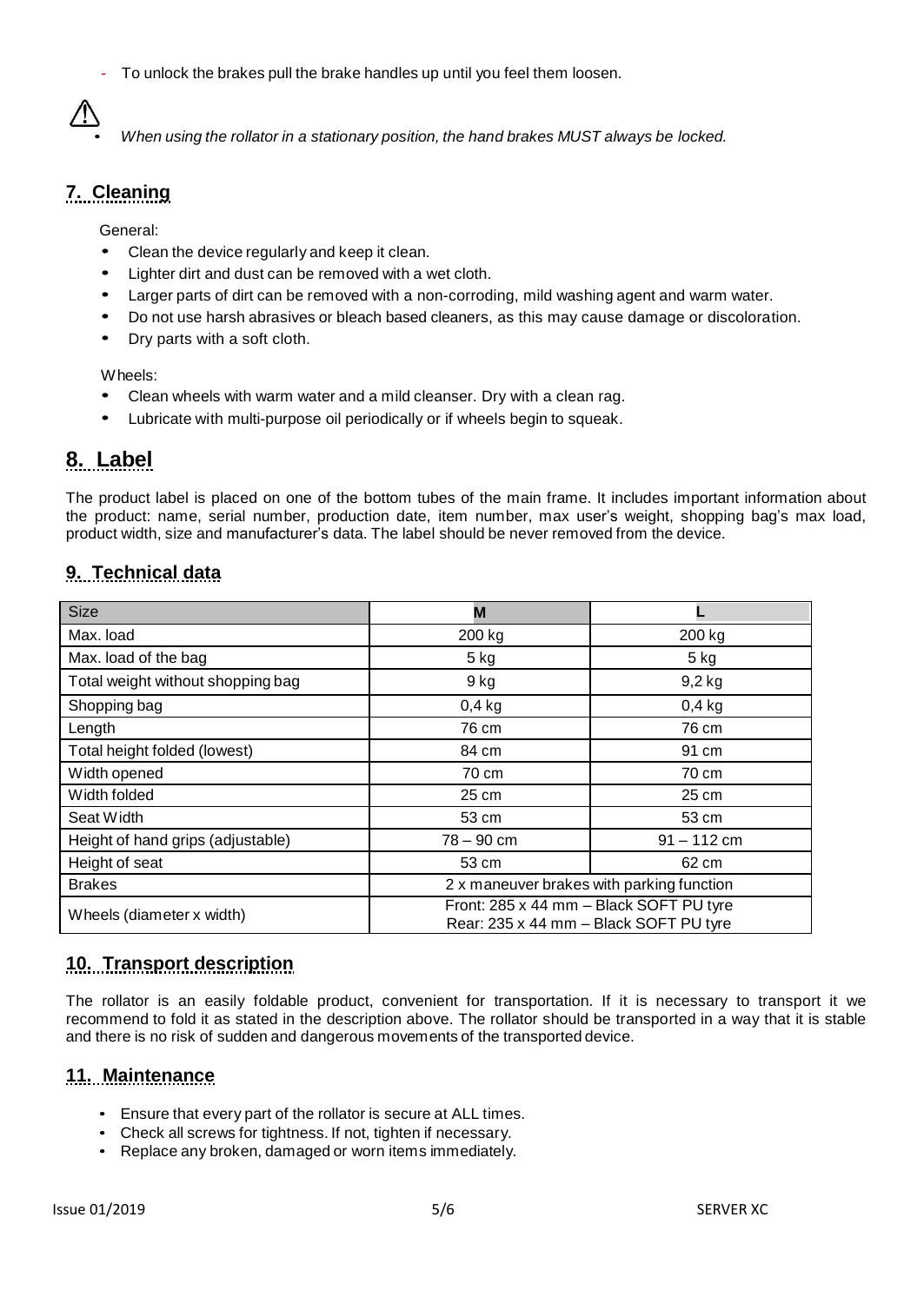- To unlock the brakes pull the brake handles up until you feel them loosen.

⚠

- *When using the rollator in a stationary position, the hand brakes MUST always be locked.*

## 7. Cleaning

General:

- Clean the device regularly and keep it clean.
- Lighter dirt and dust can be removed with a wet cloth.
- Larger parts of dirt can be removed with a non-corroding, mild washing agent and warm water.
- Do not use harsh abrasives or bleach based cleaners, as this may cause damage or discoloration.
- Dry parts with a soft cloth.

Wheels:

- Clean wheels with warm water and a mild cleanser. Dry with a clean rag.
- Lubricate with multi-purpose oil periodically or if wheels begin to squeak.

## 8. Label

The product label is placed on one of the bottom tubes of the main frame. It includes important information about the product: name, serial number, production date, item number, max user's weight, shopping bag's max load, product width, size and manufacturer's data. The label should be never removed from the device.

## 9. Technical data

| Size | M | L |
|---|---|---|
| Max. load | 200 kg | 200 kg |
| Max. load of the bag | 5 kg | 5 kg |
| Total weight without shopping bag | 9 kg | 9,2 kg |
| Shopping bag | 0,4 kg | 0,4 kg |
| Length | 76 cm | 76 cm |
| Total height folded (lowest) | 84 cm | 91 cm |
| Width opened | 70 cm | 70 cm |
| Width folded | 25 cm | 25 cm |
| Seat Width | 53 cm | 53 cm |
| Height of hand grips (adjustable) | 78 – 90 cm | 91 – 112 cm |
| Height of seat | 53 cm | 62 cm |
| Brakes | 2 x maneuver brakes with parking function | |
| Wheels (diameter x width) | Front: 285 x 44 mm – Black SOFT PU tyre<br>Rear: 235 x 44 mm – Black SOFT PU tyre | |

## 10. Transport description

The rollator is an easily foldable product, convenient for transportation. If it is necessary to transport it we recommend to fold it as stated in the description above. The rollator should be transported in a way that it is stable and there is no risk of sudden and dangerous movements of the transported device.

## 11. Maintenance

- Ensure that every part of the rollator is secure at ALL times.
- Check all screws for tightness. If not, tighten if necessary.
- Replace any broken, damaged or worn items immediately.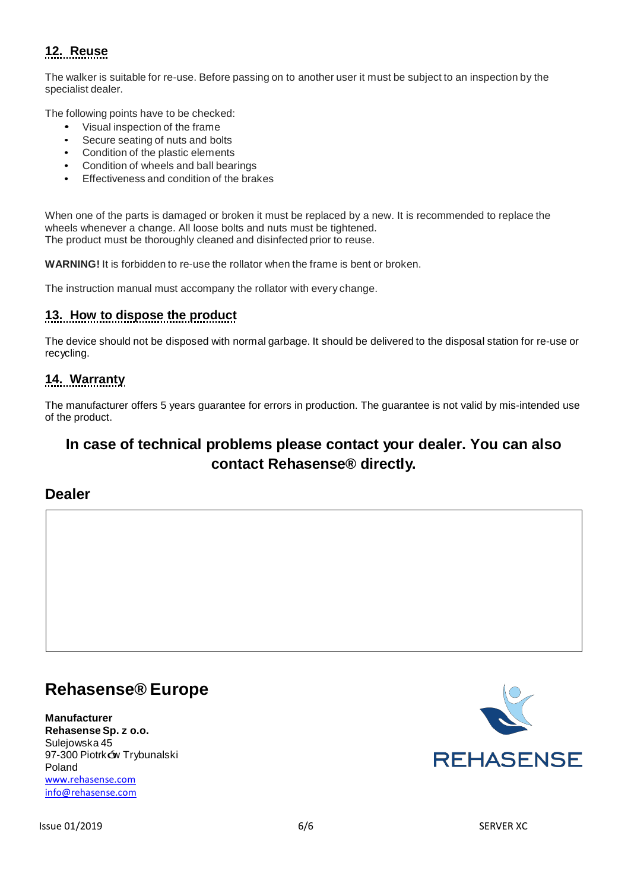## 12. Reuse

The walker is suitable for re-use. Before passing on to another user it must be subject to an inspection by the specialist dealer.

The following points have to be checked:

- Visual inspection of the frame
- Secure seating of nuts and bolts
- Condition of the plastic elements
- Condition of wheels and ball bearings
- Effectiveness and condition of the brakes

When one of the parts is damaged or broken it must be replaced by a new. It is recommended to replace the wheels whenever a change. All loose bolts and nuts must be tightened.
The product must be thoroughly cleaned and disinfected prior to reuse.

**WARNING!** It is forbidden to re-use the rollator when the frame is bent or broken.

The instruction manual must accompany the rollator with every change.

## 13. How to dispose the product

The device should not be disposed with normal garbage. It should be delivered to the disposal station for re-use or recycling.

## 14. Warranty

The manufacturer offers 5 years guarantee for errors in production. The guarantee is not valid by mis-intended use of the product.

**In case of technical problems please contact your dealer. You can also contact Rehasense® directly.**

### Dealer

## Rehasense® Europe

**Manufacturer**
**Rehasense Sp. z o.o.**
Sulejowska 45
97-300 Piotrków Trybunalski
Poland
www.rehasense.com
info@rehasense.com

REHASENSE

Issue 01/2019

SERVER XC